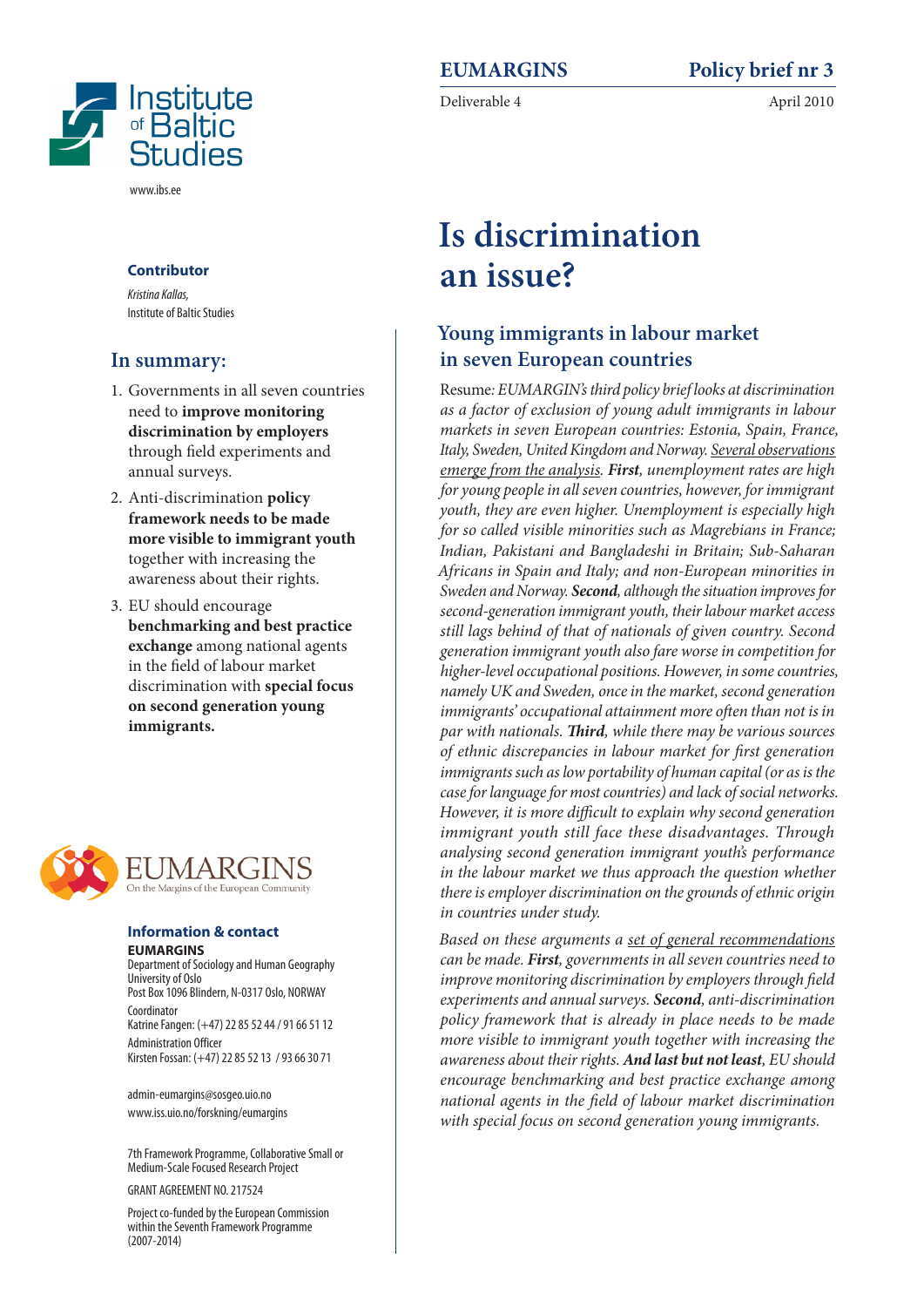**EUMARGINS** | **Policy brief nr 3**

Deliverable 4 | April 2010

Institute of Baltic Studies

www.ibs.ee

# Is discrimination an issue?

## Young immigrants in labour market in seven European countries

Resume: *EUMARGIN's third policy brief looks at discrimination as a factor of exclusion of young adult immigrants in labour markets in seven European countries: Estonia, Spain, France, Italy, Sweden, United Kingdom and Norway. Several observations emerge from the analysis. **First**, unemployment rates are high for young people in all seven countries, however, for immigrant youth, they are even higher. Unemployment is especially high for so called visible minorities such as Magrebians in France; Indian, Pakistani and Bangladeshi in Britain; Sub-Saharan Africans in Spain and Italy; and non-European minorities in Sweden and Norway. **Second**, although the situation improves for second-generation immigrant youth, their labour market access still lags behind of that of nationals of given country. Second generation immigrant youth also fare worse in competition for higher-level occupational positions. However, in some countries, namely UK and Sweden, once in the market, second generation immigrants' occupational attainment more often than not is in par with nationals. **Third**, while there may be various sources of ethnic discrepancies in labour market for first generation immigrants such as low portability of human capital (or as is the case for language for most countries) and lack of social networks. However, it is more difficult to explain why second generation immigrant youth still face these disadvantages. Through analysing second generation immigrant youth's performance in the labour market we thus approach the question whether there is employer discrimination on the grounds of ethnic origin in countries under study.*

*Based on these arguments a set of general recommendations can be made. **First**, governments in all seven countries need to improve monitoring discrimination by employers through field experiments and annual surveys. **Second**, anti-discrimination policy framework that is already in place needs to be made more visible to immigrant youth together with increasing the awareness about their rights. **And last but not least**, EU should encourage benchmarking and best practice exchange among national agents in the field of labour market discrimination with special focus on second generation young immigrants.*

**Contributor**

*Kristina Kallas,*
Institute of Baltic Studies

## In summary:

1. Governments in all seven countries need to **improve monitoring discrimination by employers** through field experiments and annual surveys.
2. Anti-discrimination **policy framework needs to be made more visible to immigrant youth** together with increasing the awareness about their rights.
3. EU should encourage **benchmarking and best practice exchange** among national agents in the field of labour market discrimination with **special focus on second generation young immigrants.**

EUMARGINS
On the Margins of the European Community

**Information & contact**

**EUMARGINS**
Department of Sociology and Human Geography
University of Oslo
Post Box 1096 Blindern, N-0317 Oslo, NORWAY

Coordinator
Katrine Fangen: (+47) 22 85 52 44 / 91 66 51 12

Administration Officer
Kirsten Fossan: (+47) 22 85 52 13 / 93 66 30 71

admin-eumargins@sosgeo.uio.no
www.iss.uio.no/forskning/eumargins

7th Framework Programme, Collaborative Small or Medium-Scale Focused Research Project

GRANT AGREEMENT NO. 217524

Project co-funded by the European Commission within the Seventh Framework Programme (2007-2014)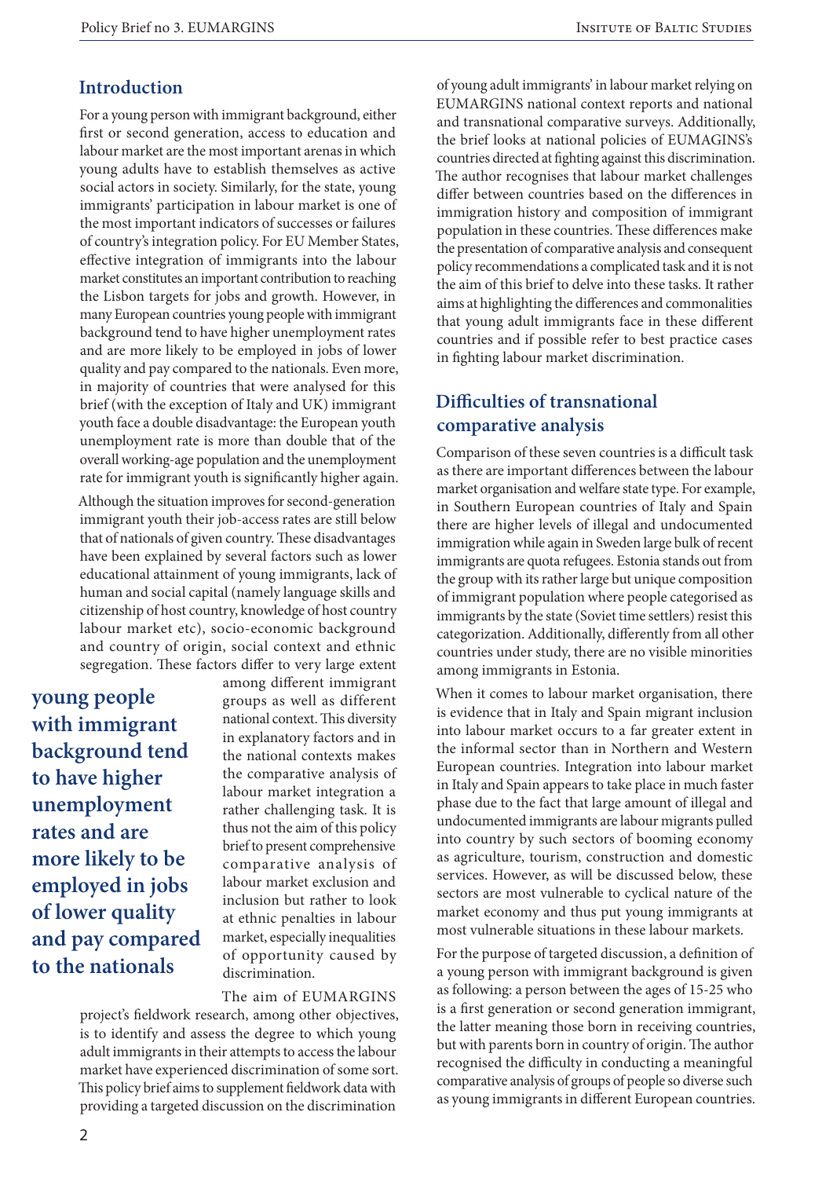## Introduction

For a young person with immigrant background, either first or second generation, access to education and labour market are the most important arenas in which young adults have to establish themselves as active social actors in society. Similarly, for the state, young immigrants' participation in labour market is one of the most important indicators of successes or failures of country's integration policy. For EU Member States, effective integration of immigrants into the labour market constitutes an important contribution to reaching the Lisbon targets for jobs and growth. However, in many European countries young people with immigrant background tend to have higher unemployment rates and are more likely to be employed in jobs of lower quality and pay compared to the nationals. Even more, in majority of countries that were analysed for this brief (with the exception of Italy and UK) immigrant youth face a double disadvantage: the European youth unemployment rate is more than double that of the overall working-age population and the unemployment rate for immigrant youth is significantly higher again.

Although the situation improves for second-generation immigrant youth their job-access rates are still below that of nationals of given country. These disadvantages have been explained by several factors such as lower educational attainment of young immigrants, lack of human and social capital (namely language skills and citizenship of host country, knowledge of host country labour market etc), socio-economic background and country of origin, social context and ethnic segregation. These factors differ to very large extent among different immigrant groups as well as different national context. This diversity in explanatory factors and in the national contexts makes the comparative analysis of labour market integration a rather challenging task. It is thus not the aim of this policy brief to present comprehensive comparative analysis of labour market exclusion and inclusion but rather to look at ethnic penalties in labour market, especially inequalities of opportunity caused by discrimination.

**young people with immigrant background tend to have higher unemployment rates and are more likely to be employed in jobs of lower quality and pay compared to the nationals**

The aim of EUMARGINS project's fieldwork research, among other objectives, is to identify and assess the degree to which young adult immigrants in their attempts to access the labour market have experienced discrimination of some sort. This policy brief aims to supplement fieldwork data with providing a targeted discussion on the discrimination of young adult immigrants' in labour market relying on EUMARGINS national context reports and national and transnational comparative surveys. Additionally, the brief looks at national policies of EUMAGINS's countries directed at fighting against this discrimination. The author recognises that labour market challenges differ between countries based on the differences in immigration history and composition of immigrant population in these countries. These differences make the presentation of comparative analysis and consequent policy recommendations a complicated task and it is not the aim of this brief to delve into these tasks. It rather aims at highlighting the differences and commonalities that young adult immigrants face in these different countries and if possible refer to best practice cases in fighting labour market discrimination.

## Difficulties of transnational comparative analysis

Comparison of these seven countries is a difficult task as there are important differences between the labour market organisation and welfare state type. For example, in Southern European countries of Italy and Spain there are higher levels of illegal and undocumented immigration while again in Sweden large bulk of recent immigrants are quota refugees. Estonia stands out from the group with its rather large but unique composition of immigrant population where people categorised as immigrants by the state (Soviet time settlers) resist this categorization. Additionally, differently from all other countries under study, there are no visible minorities among immigrants in Estonia.

When it comes to labour market organisation, there is evidence that in Italy and Spain migrant inclusion into labour market occurs to a far greater extent in the informal sector than in Northern and Western European countries. Integration into labour market in Italy and Spain appears to take place in much faster phase due to the fact that large amount of illegal and undocumented immigrants are labour migrants pulled into country by such sectors of booming economy as agriculture, tourism, construction and domestic services. However, as will be discussed below, these sectors are most vulnerable to cyclical nature of the market economy and thus put young immigrants at most vulnerable situations in these labour markets.

For the purpose of targeted discussion, a definition of a young person with immigrant background is given as following: a person between the ages of 15-25 who is a first generation or second generation immigrant, the latter meaning those born in receiving countries, but with parents born in country of origin. The author recognised the difficulty in conducting a meaningful comparative analysis of groups of people so diverse such as young immigrants in different European countries.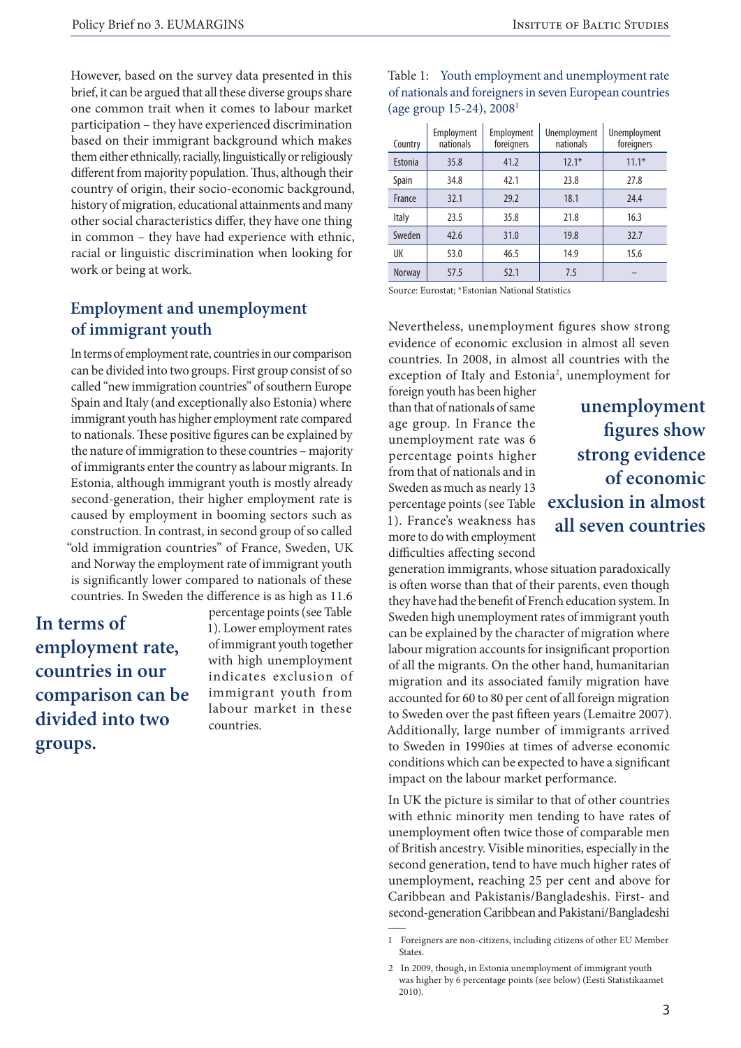However, based on the survey data presented in this brief, it can be argued that all these diverse groups share one common trait when it comes to labour market participation – they have experienced discrimination based on their immigrant background which makes them either ethnically, racially, linguistically or religiously different from majority population. Thus, although their country of origin, their socio-economic background, history of migration, educational attainments and many other social characteristics differ, they have one thing in common – they have had experience with ethnic, racial or linguistic discrimination when looking for work or being at work.

## Employment and unemployment of immigrant youth

In terms of employment rate, countries in our comparison can be divided into two groups. First group consist of so called "new immigration countries" of southern Europe Spain and Italy (and exceptionally also Estonia) where immigrant youth has higher employment rate compared to nationals. These positive figures can be explained by the nature of immigration to these countries – majority of immigrants enter the country as labour migrants. In Estonia, although immigrant youth is mostly already second-generation, their higher employment rate is caused by employment in booming sectors such as construction. In contrast, in second group of so called "old immigration countries" of France, Sweden, UK and Norway the employment rate of immigrant youth is significantly lower compared to nationals of these countries. In Sweden the difference is as high as 11.6 percentage points (see Table 1). Lower employment rates of immigrant youth together with high unemployment indicates exclusion of immigrant youth from labour market in these countries.

**In terms of employment rate, countries in our comparison can be divided into two groups.**

Table 1: Youth employment and unemployment rate of nationals and foreigners in seven European countries (age group 15-24), 2008[1]

| Country | Employment nationals | Employment foreigners | Unemployment nationals | Unemployment foreigners |
|---|---|---|---|---|
| Estonia | 35.8 | 41.2 | 12.1* | 11.1* |
| Spain | 34.8 | 42.1 | 23.8 | 27.8 |
| France | 32.1 | 29.2 | 18.1 | 24.4 |
| Italy | 23.5 | 35.8 | 21.8 | 16.3 |
| Sweden | 42.6 | 31.0 | 19.8 | 32.7 |
| UK | 53.0 | 46.5 | 14.9 | 15.6 |
| Norway | 57.5 | 52.1 | 7.5 | – |

Source: Eurostat; *Estonian National Statistics

Nevertheless, unemployment figures show strong evidence of economic exclusion in almost all seven countries. In 2008, in almost all countries with the exception of Italy and Estonia[2], unemployment for foreign youth has been higher than that of nationals of same age group. In France the unemployment rate was 6 percentage points higher from that of nationals and in Sweden as much as nearly 13 percentage points (see Table 1). France's weakness has more to do with employment difficulties affecting second generation immigrants, whose situation paradoxically is often worse than that of their parents, even though they have had the benefit of French education system. In Sweden high unemployment rates of immigrant youth can be explained by the character of migration where labour migration accounts for insignificant proportion of all the migrants. On the other hand, humanitarian migration and its associated family migration have accounted for 60 to 80 per cent of all foreign migration to Sweden over the past fifteen years (Lemaitre 2007). Additionally, large number of immigrants arrived to Sweden in 1990ies at times of adverse economic conditions which can be expected to have a significant impact on the labour market performance.

**unemployment figures show strong evidence of economic exclusion in almost all seven countries**

In UK the picture is similar to that of other countries with ethnic minority men tending to have rates of unemployment often twice those of comparable men of British ancestry. Visible minorities, especially in the second generation, tend to have much higher rates of unemployment, reaching 25 per cent and above for Caribbean and Pakistanis/Bangladeshis. First- and second-generation Caribbean and Pakistani/Bangladeshi

---

1 Foreigners are non-citizens, including citizens of other EU Member States.

2 In 2009, though, in Estonia unemployment of immigrant youth was higher by 6 percentage points (see below) (Eesti Statistikaamet 2010).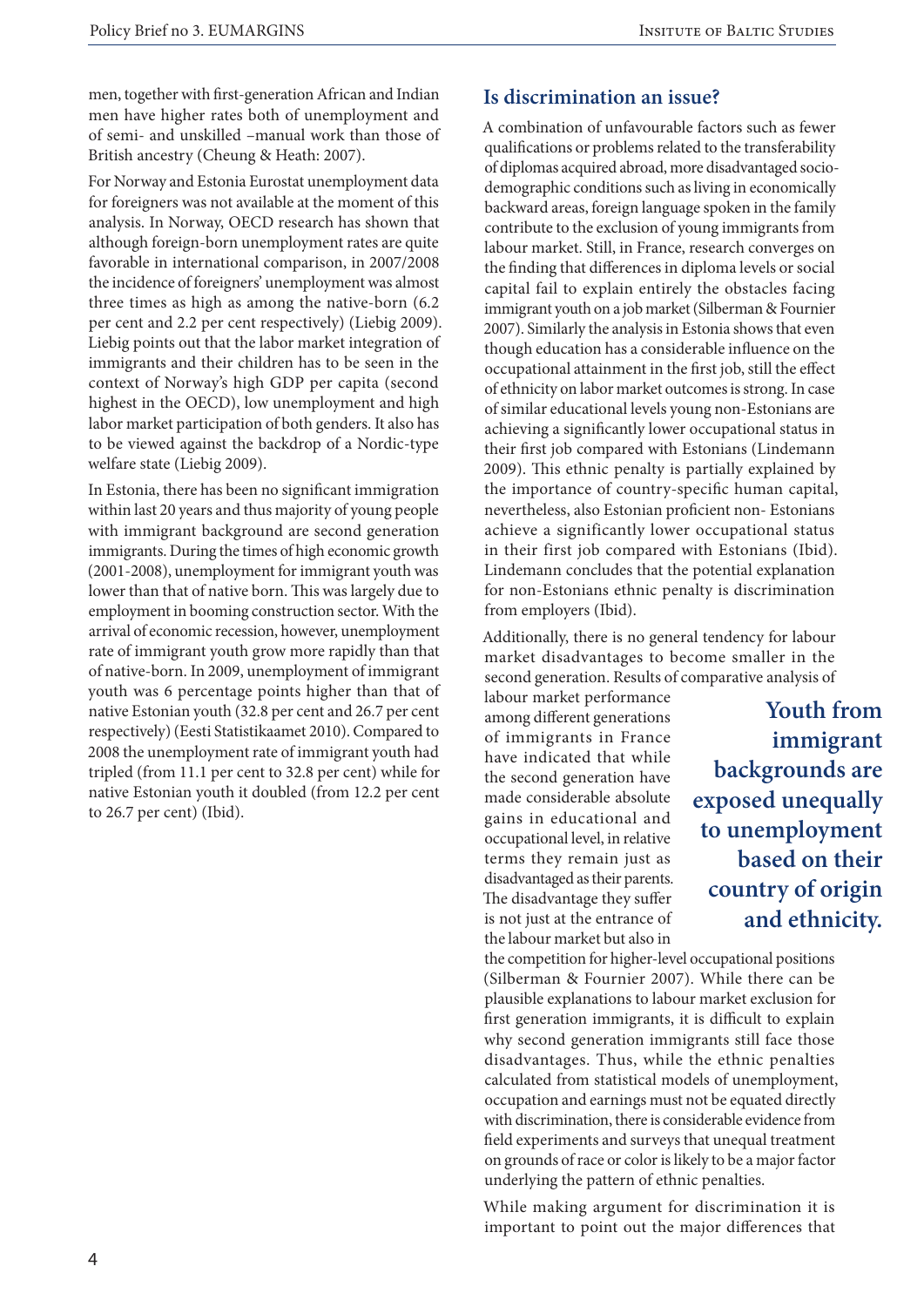men, together with first-generation African and Indian men have higher rates both of unemployment and of semi- and unskilled –manual work than those of British ancestry (Cheung & Heath: 2007).

For Norway and Estonia Eurostat unemployment data for foreigners was not available at the moment of this analysis. In Norway, OECD research has shown that although foreign-born unemployment rates are quite favorable in international comparison, in 2007/2008 the incidence of foreigners' unemployment was almost three times as high as among the native-born (6.2 per cent and 2.2 per cent respectively) (Liebig 2009). Liebig points out that the labor market integration of immigrants and their children has to be seen in the context of Norway's high GDP per capita (second highest in the OECD), low unemployment and high labor market participation of both genders. It also has to be viewed against the backdrop of a Nordic-type welfare state (Liebig 2009).

In Estonia, there has been no significant immigration within last 20 years and thus majority of young people with immigrant background are second generation immigrants. During the times of high economic growth (2001-2008), unemployment for immigrant youth was lower than that of native born. This was largely due to employment in booming construction sector. With the arrival of economic recession, however, unemployment rate of immigrant youth grow more rapidly than that of native-born. In 2009, unemployment of immigrant youth was 6 percentage points higher than that of native Estonian youth (32.8 per cent and 26.7 per cent respectively) (Eesti Statistikaamet 2010). Compared to 2008 the unemployment rate of immigrant youth had tripled (from 11.1 per cent to 32.8 per cent) while for native Estonian youth it doubled (from 12.2 per cent to 26.7 per cent) (Ibid).

## Is discrimination an issue?

A combination of unfavourable factors such as fewer qualifications or problems related to the transferability of diplomas acquired abroad, more disadvantaged socio-demographic conditions such as living in economically backward areas, foreign language spoken in the family contribute to the exclusion of young immigrants from labour market. Still, in France, research converges on the finding that differences in diploma levels or social capital fail to explain entirely the obstacles facing immigrant youth on a job market (Silberman & Fournier 2007). Similarly the analysis in Estonia shows that even though education has a considerable influence on the occupational attainment in the first job, still the effect of ethnicity on labor market outcomes is strong. In case of similar educational levels young non-Estonians are achieving a significantly lower occupational status in their first job compared with Estonians (Lindemann 2009). This ethnic penalty is partially explained by the importance of country-specific human capital, nevertheless, also Estonian proficient non- Estonians achieve a significantly lower occupational status in their first job compared with Estonians (Ibid). Lindemann concludes that the potential explanation for non-Estonians ethnic penalty is discrimination from employers (Ibid).

Additionally, there is no general tendency for labour market disadvantages to become smaller in the second generation. Results of comparative analysis of labour market performance among different generations of immigrants in France have indicated that while the second generation have made considerable absolute gains in educational and occupational level, in relative terms they remain just as disadvantaged as their parents. The disadvantage they suffer is not just at the entrance of the labour market but also in the competition for higher-level occupational positions (Silberman & Fournier 2007). While there can be plausible explanations to labour market exclusion for first generation immigrants, it is difficult to explain why second generation immigrants still face those disadvantages. Thus, while the ethnic penalties calculated from statistical models of unemployment, occupation and earnings must not be equated directly with discrimination, there is considerable evidence from field experiments and surveys that unequal treatment on grounds of race or color is likely to be a major factor underlying the pattern of ethnic penalties.

**Youth from immigrant backgrounds are exposed unequally to unemployment based on their country of origin and ethnicity.**

While making argument for discrimination it is important to point out the major differences that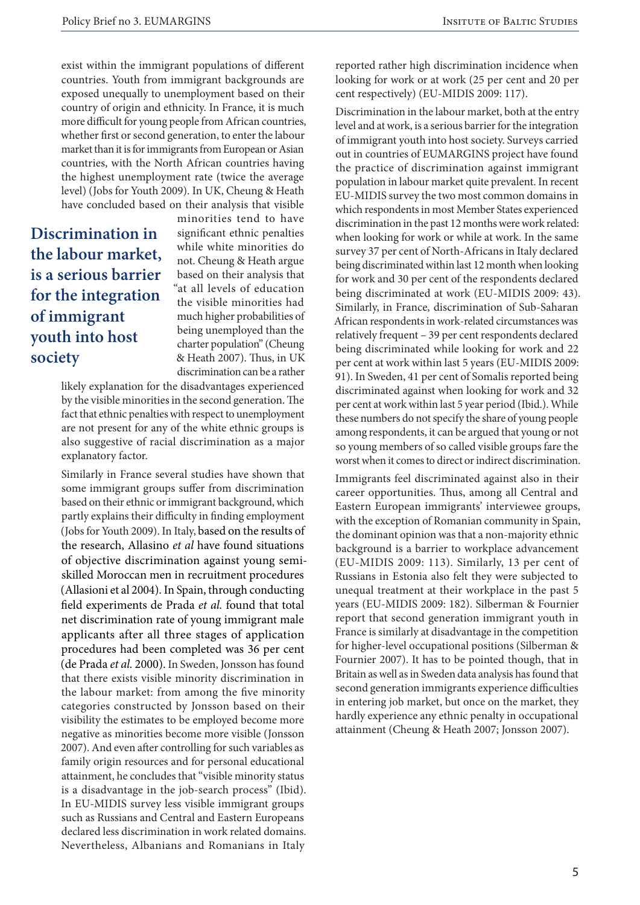exist within the immigrant populations of different countries. Youth from immigrant backgrounds are exposed unequally to unemployment based on their country of origin and ethnicity. In France, it is much more difficult for young people from African countries, whether first or second generation, to enter the labour market than it is for immigrants from European or Asian countries, with the North African countries having the highest unemployment rate (twice the average level) (Jobs for Youth 2009). In UK, Cheung & Heath have concluded based on their analysis that visible minorities tend to have significant ethnic penalties while white minorities do not. Cheung & Heath argue based on their analysis that "at all levels of education the visible minorities had much higher probabilities of being unemployed than the charter population" (Cheung & Heath 2007). Thus, in UK discrimination can be a rather likely explanation for the disadvantages experienced by the visible minorities in the second generation. The fact that ethnic penalties with respect to unemployment are not present for any of the white ethnic groups is also suggestive of racial discrimination as a major explanatory factor.

> **Discrimination in the labour market, is a serious barrier for the integration of immigrant youth into host society**

Similarly in France several studies have shown that some immigrant groups suffer from discrimination based on their ethnic or immigrant background, which partly explains their difficulty in finding employment (Jobs for Youth 2009). In Italy, based on the results of the research, Allasino *et al* have found situations of objective discrimination against young semi-skilled Moroccan men in recruitment procedures (Allasioni et al 2004). In Spain, through conducting field experiments de Prada *et al.* found that total net discrimination rate of young immigrant male applicants after all three stages of application procedures had been completed was 36 per cent (de Prada *et al.* 2000). In Sweden, Jonsson has found that there exists visible minority discrimination in the labour market: from among the five minority categories constructed by Jonsson based on their visibility the estimates to be employed become more negative as minorities become more visible (Jonsson 2007). And even after controlling for such variables as family origin resources and for personal educational attainment, he concludes that "visible minority status is a disadvantage in the job-search process" (Ibid). In EU-MIDIS survey less visible immigrant groups such as Russians and Central and Eastern Europeans declared less discrimination in work related domains. Nevertheless, Albanians and Romanians in Italy reported rather high discrimination incidence when looking for work or at work (25 per cent and 20 per cent respectively) (EU-MIDIS 2009: 117).

Discrimination in the labour market, both at the entry level and at work, is a serious barrier for the integration of immigrant youth into host society. Surveys carried out in countries of EUMARGINS project have found the practice of discrimination against immigrant population in labour market quite prevalent. In recent EU-MIDIS survey the two most common domains in which respondents in most Member States experienced discrimination in the past 12 months were work related: when looking for work or while at work. In the same survey 37 per cent of North-Africans in Italy declared being discriminated within last 12 month when looking for work and 30 per cent of the respondents declared being discriminated at work (EU-MIDIS 2009: 43). Similarly, in France, discrimination of Sub-Saharan African respondents in work-related circumstances was relatively frequent – 39 per cent respondents declared being discriminated while looking for work and 22 per cent at work within last 5 years (EU-MIDIS 2009: 91). In Sweden, 41 per cent of Somalis reported being discriminated against when looking for work and 32 per cent at work within last 5 year period (Ibid.). While these numbers do not specify the share of young people among respondents, it can be argued that young or not so young members of so called visible groups fare the worst when it comes to direct or indirect discrimination.

Immigrants feel discriminated against also in their career opportunities. Thus, among all Central and Eastern European immigrants' interviewee groups, with the exception of Romanian community in Spain, the dominant opinion was that a non-majority ethnic background is a barrier to workplace advancement (EU-MIDIS 2009: 113). Similarly, 13 per cent of Russians in Estonia also felt they were subjected to unequal treatment at their workplace in the past 5 years (EU-MIDIS 2009: 182). Silberman & Fournier report that second generation immigrant youth in France is similarly at disadvantage in the competition for higher-level occupational positions (Silberman & Fournier 2007). It has to be pointed though, that in Britain as well as in Sweden data analysis has found that second generation immigrants experience difficulties in entering job market, but once on the market, they hardly experience any ethnic penalty in occupational attainment (Cheung & Heath 2007; Jonsson 2007).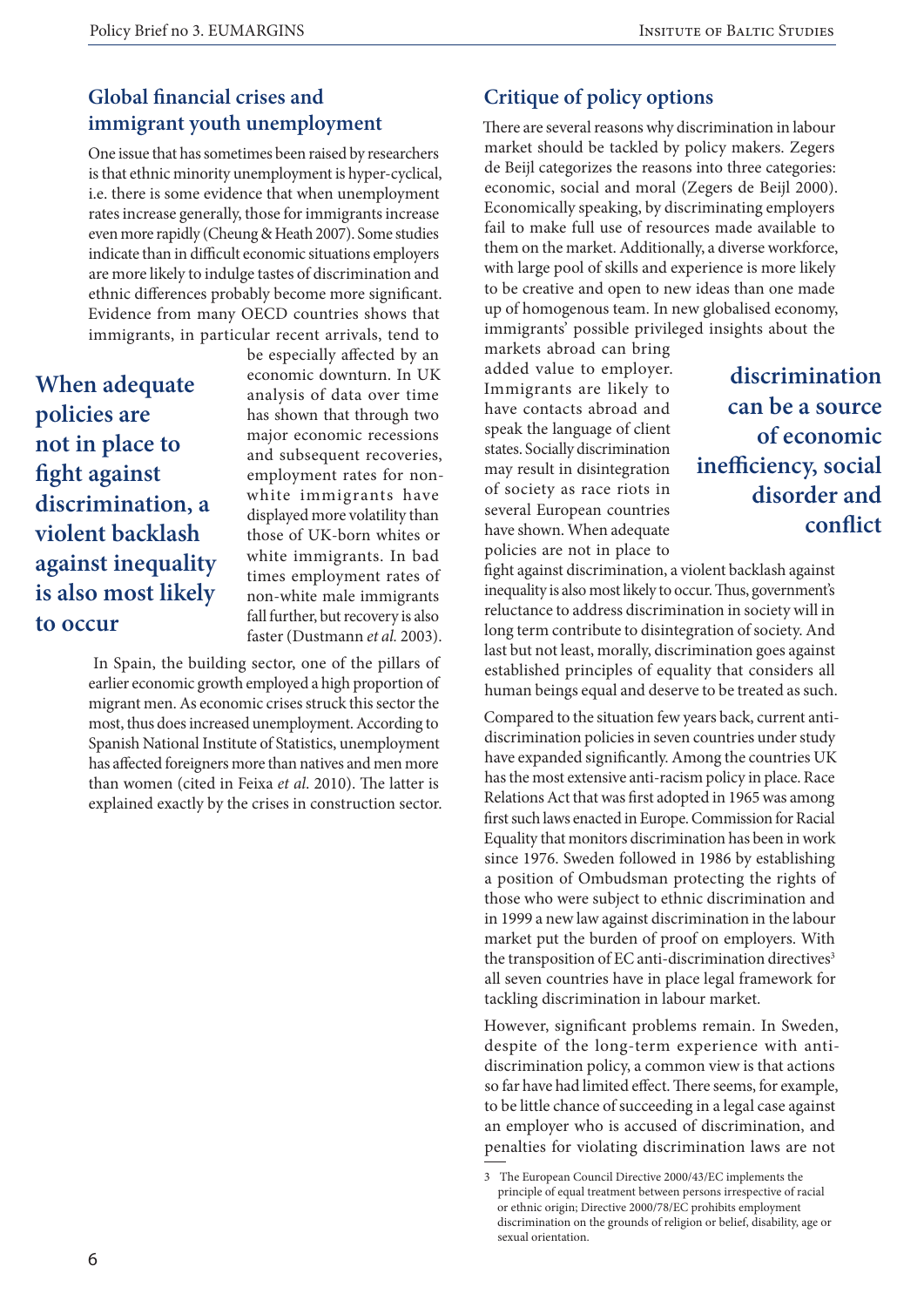## Global financial crises and immigrant youth unemployment

One issue that has sometimes been raised by researchers is that ethnic minority unemployment is hyper-cyclical, i.e. there is some evidence that when unemployment rates increase generally, those for immigrants increase even more rapidly (Cheung & Heath 2007). Some studies indicate than in difficult economic situations employers are more likely to indulge tastes of discrimination and ethnic differences probably become more significant. Evidence from many OECD countries shows that immigrants, in particular recent arrivals, tend to be especially affected by an economic downturn. In UK analysis of data over time has shown that through two major economic recessions and subsequent recoveries, employment rates for non-white immigrants have displayed more volatility than those of UK-born whites or white immigrants. In bad times employment rates of non-white male immigrants fall further, but recovery is also faster (Dustmann *et al.* 2003).

> **When adequate policies are not in place to fight against discrimination, a violent backlash against inequality is also most likely to occur**

In Spain, the building sector, one of the pillars of earlier economic growth employed a high proportion of migrant men. As economic crises struck this sector the most, thus does increased unemployment. According to Spanish National Institute of Statistics, unemployment has affected foreigners more than natives and men more than women (cited in Feixa *et al.* 2010). The latter is explained exactly by the crises in construction sector.

## Critique of policy options

There are several reasons why discrimination in labour market should be tackled by policy makers. Zegers de Beijl categorizes the reasons into three categories: economic, social and moral (Zegers de Beijl 2000). Economically speaking, by discriminating employers fail to make full use of resources made available to them on the market. Additionally, a diverse workforce, with large pool of skills and experience is more likely to be creative and open to new ideas than one made up of homogenous team. In new globalised economy, immigrants' possible privileged insights about the markets abroad can bring added value to employer. Immigrants are likely to have contacts abroad and speak the language of client states. Socially discrimination may result in disintegration of society as race riots in several European countries have shown. When adequate policies are not in place to fight against discrimination, a violent backlash against inequality is also most likely to occur. Thus, government's reluctance to address discrimination in society will in long term contribute to disintegration of society. And last but not least, morally, discrimination goes against established principles of equality that considers all human beings equal and deserve to be treated as such.

> **discrimination can be a source of economic inefficiency, social disorder and conflict**

Compared to the situation few years back, current anti-discrimination policies in seven countries under study have expanded significantly. Among the countries UK has the most extensive anti-racism policy in place. Race Relations Act that was first adopted in 1965 was among first such laws enacted in Europe. Commission for Racial Equality that monitors discrimination has been in work since 1976. Sweden followed in 1986 by establishing a position of Ombudsman protecting the rights of those who were subject to ethnic discrimination and in 1999 a new law against discrimination in the labour market put the burden of proof on employers. With the transposition of EC anti-discrimination directives[3] all seven countries have in place legal framework for tackling discrimination in labour market.

However, significant problems remain. In Sweden, despite of the long-term experience with anti-discrimination policy, a common view is that actions so far have had limited effect. There seems, for example, to be little chance of succeeding in a legal case against an employer who is accused of discrimination, and penalties for violating discrimination laws are not

---

3 The European Council Directive 2000/43/EC implements the principle of equal treatment between persons irrespective of racial or ethnic origin; Directive 2000/78/EC prohibits employment discrimination on the grounds of religion or belief, disability, age or sexual orientation.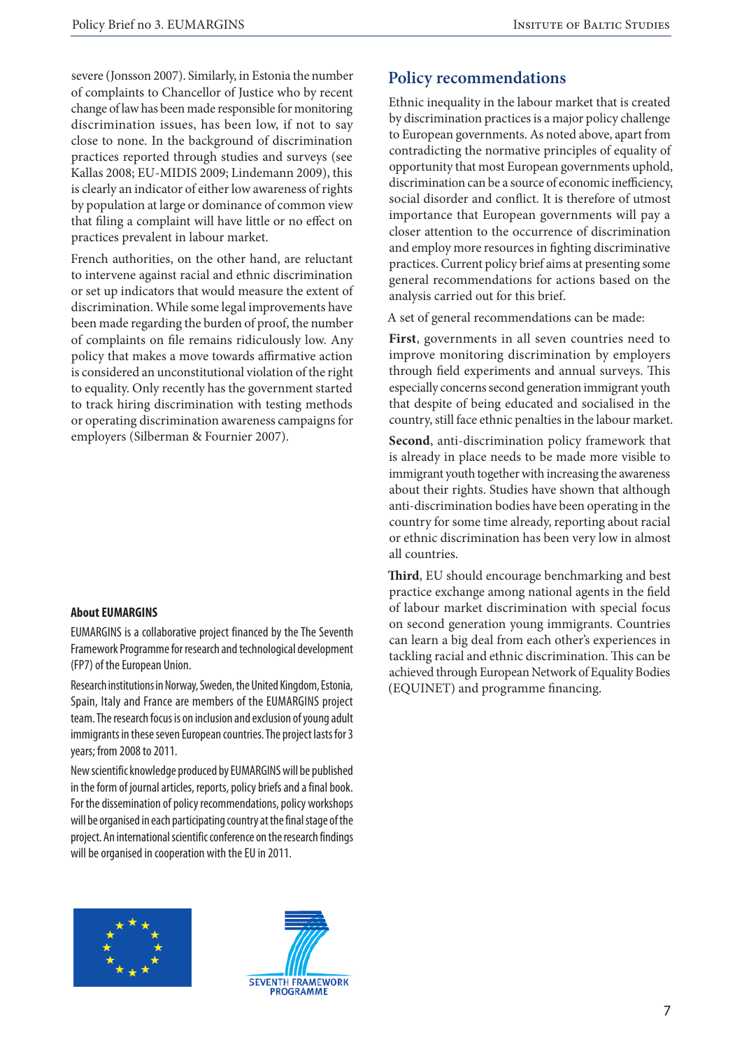severe (Jonsson 2007). Similarly, in Estonia the number of complaints to Chancellor of Justice who by recent change of law has been made responsible for monitoring discrimination issues, has been low, if not to say close to none. In the background of discrimination practices reported through studies and surveys (see Kallas 2008; EU-MIDIS 2009; Lindemann 2009), this is clearly an indicator of either low awareness of rights by population at large or dominance of common view that filing a complaint will have little or no effect on practices prevalent in labour market.

French authorities, on the other hand, are reluctant to intervene against racial and ethnic discrimination or set up indicators that would measure the extent of discrimination. While some legal improvements have been made regarding the burden of proof, the number of complaints on file remains ridiculously low. Any policy that makes a move towards affirmative action is considered an unconstitutional violation of the right to equality. Only recently has the government started to track hiring discrimination with testing methods or operating discrimination awareness campaigns for employers (Silberman & Fournier 2007).

## Policy recommendations

Ethnic inequality in the labour market that is created by discrimination practices is a major policy challenge to European governments. As noted above, apart from contradicting the normative principles of equality of opportunity that most European governments uphold, discrimination can be a source of economic inefficiency, social disorder and conflict. It is therefore of utmost importance that European governments will pay a closer attention to the occurrence of discrimination and employ more resources in fighting discriminative practices. Current policy brief aims at presenting some general recommendations for actions based on the analysis carried out for this brief.

A set of general recommendations can be made:

**First**, governments in all seven countries need to improve monitoring discrimination by employers through field experiments and annual surveys. This especially concerns second generation immigrant youth that despite of being educated and socialised in the country, still face ethnic penalties in the labour market.

**Second**, anti-discrimination policy framework that is already in place needs to be made more visible to immigrant youth together with increasing the awareness about their rights. Studies have shown that although anti-discrimination bodies have been operating in the country for some time already, reporting about racial or ethnic discrimination has been very low in almost all countries.

**Third**, EU should encourage benchmarking and best practice exchange among national agents in the field of labour market discrimination with special focus on second generation young immigrants. Countries can learn a big deal from each other's experiences in tackling racial and ethnic discrimination. This can be achieved through European Network of Equality Bodies (EQUINET) and programme financing.

**About EUMARGINS**

EUMARGINS is a collaborative project financed by the The Seventh Framework Programme for research and technological development (FP7) of the European Union.

Research institutions in Norway, Sweden, the United Kingdom, Estonia, Spain, Italy and France are members of the EUMARGINS project team. The research focus is on inclusion and exclusion of young adult immigrants in these seven European countries. The project lasts for 3 years; from 2008 to 2011.

New scientific knowledge produced by EUMARGINS will be published in the form of journal articles, reports, policy briefs and a final book. For the dissemination of policy recommendations, policy workshops will be organised in each participating country at the final stage of the project. An international scientific conference on the research findings will be organised in cooperation with the EU in 2011.

SEVENTH FRAMEWORK PROGRAMME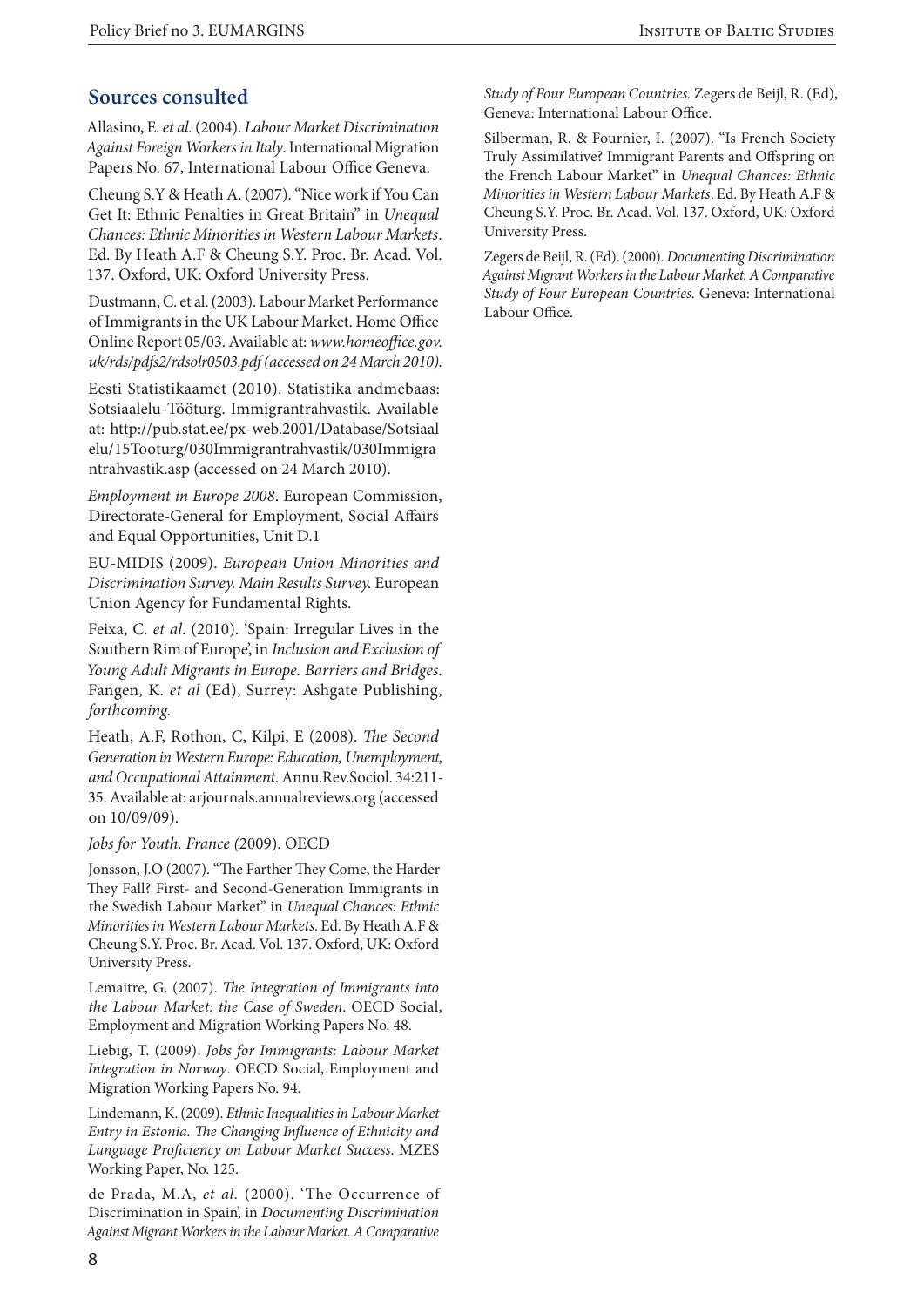## Sources consulted

Allasino, E. *et al.* (2004). *Labour Market Discrimination Against Foreign Workers in Italy*. International Migration Papers No. 67, International Labour Office Geneva.

Cheung S.Y & Heath A. (2007). "Nice work if You Can Get It: Ethnic Penalties in Great Britain" in *Unequal Chances: Ethnic Minorities in Western Labour Markets*. Ed. By Heath A.F & Cheung S.Y. Proc. Br. Acad. Vol. 137. Oxford, UK: Oxford University Press.

Dustmann, C. et al. (2003). Labour Market Performance of Immigrants in the UK Labour Market. Home Office Online Report 05/03. Available at: *www.homeoffice.gov.uk/rds/pdfs2/rdsolr0503.pdf (accessed on 24 March 2010).*

Eesti Statistikaamet (2010). Statistika andmebaas: Sotsiaalelu-Tööturg. Immigrantrahvastik. Available at: http://pub.stat.ee/px-web.2001/Database/Sotsiaalelu/15Tooturg/030Immigrantrahvastik/030Immigrantrahvastik.asp (accessed on 24 March 2010).

*Employment in Europe 2008*. European Commission, Directorate-General for Employment, Social Affairs and Equal Opportunities, Unit D.1

EU-MIDIS (2009). *European Union Minorities and Discrimination Survey. Main Results Survey.* European Union Agency for Fundamental Rights.

Feixa, C. *et al*. (2010). 'Spain: Irregular Lives in the Southern Rim of Europe', in *Inclusion and Exclusion of Young Adult Migrants in Europe. Barriers and Bridges*. Fangen, K. *et al* (Ed), Surrey: Ashgate Publishing, *forthcoming.*

Heath, A.F, Rothon, C, Kilpi, E (2008). *The Second Generation in Western Europe: Education, Unemployment, and Occupational Attainment*. Annu.Rev.Sociol. 34:211-35. Available at: arjournals.annualreviews.org (accessed on 10/09/09).

*Jobs for Youth. France (*2009). OECD

Jonsson, J.O (2007). "The Farther They Come, the Harder They Fall? First- and Second-Generation Immigrants in the Swedish Labour Market" in *Unequal Chances: Ethnic Minorities in Western Labour Markets*. Ed. By Heath A.F & Cheung S.Y. Proc. Br. Acad. Vol. 137. Oxford, UK: Oxford University Press.

Lemaitre, G. (2007). *The Integration of Immigrants into the Labour Market: the Case of Sweden*. OECD Social, Employment and Migration Working Papers No. 48.

Liebig, T. (2009). *Jobs for Immigrants: Labour Market Integration in Norway*. OECD Social, Employment and Migration Working Papers No. 94.

Lindemann, K. (2009). *Ethnic Inequalities in Labour Market Entry in Estonia. The Changing Influence of Ethnicity and Language Proficiency on Labour Market Success*. MZES Working Paper, No. 125.

de Prada, M.A, *et al*. (2000). 'The Occurrence of Discrimination in Spain', in *Documenting Discrimination Against Migrant Workers in the Labour Market. A Comparative Study of Four European Countries.* Zegers de Beijl, R. (Ed), Geneva: International Labour Office.

Silberman, R. & Fournier, I. (2007). "Is French Society Truly Assimilative? Immigrant Parents and Offspring on the French Labour Market" in *Unequal Chances: Ethnic Minorities in Western Labour Markets*. Ed. By Heath A.F & Cheung S.Y. Proc. Br. Acad. Vol. 137. Oxford, UK: Oxford University Press.

Zegers de Beijl, R. (Ed). (2000). *Documenting Discrimination Against Migrant Workers in the Labour Market. A Comparative Study of Four European Countries.* Geneva: International Labour Office.